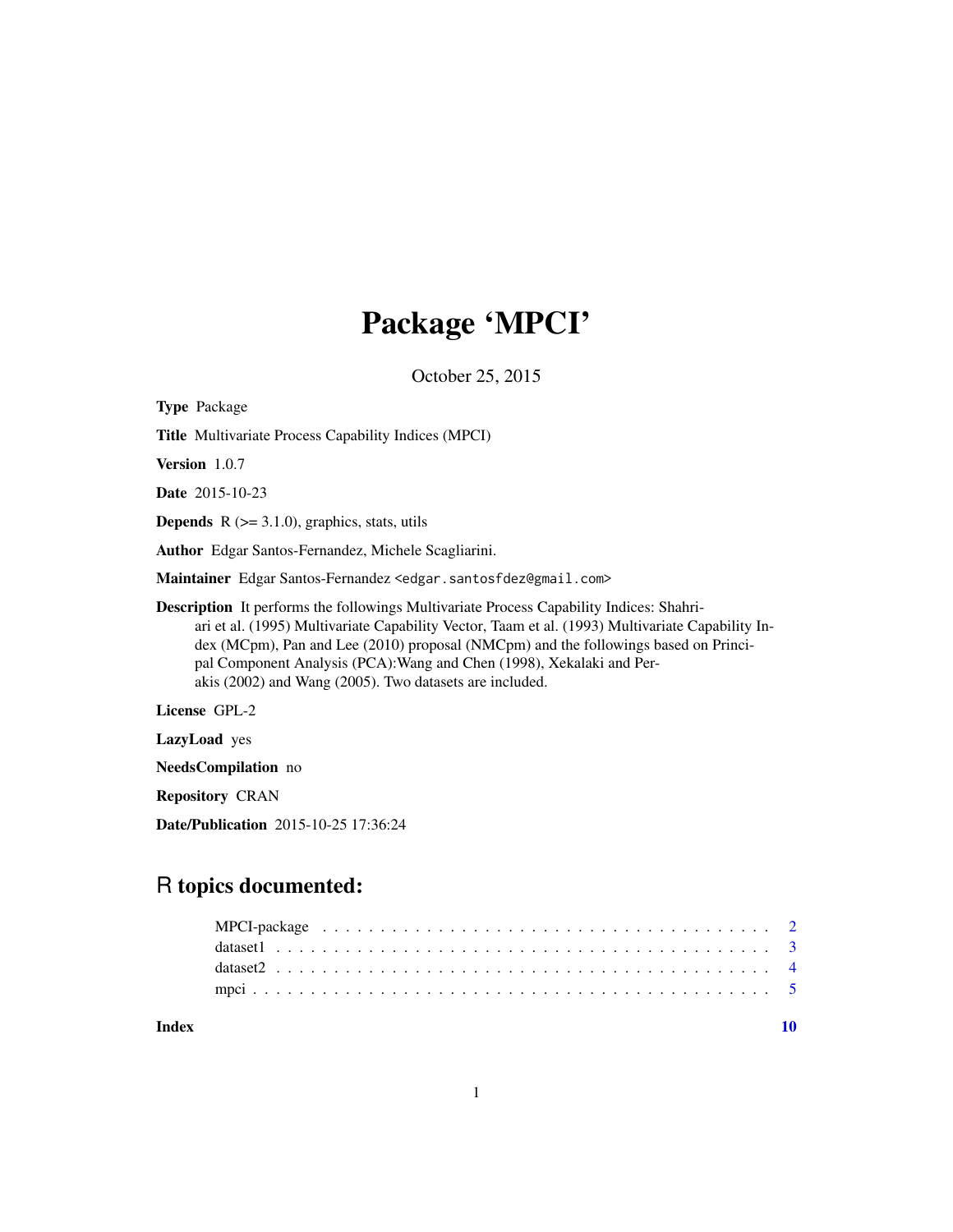# Package 'MPCI'

October 25, 2015

**Type** Package

**Title** Multivariate Process Capability Indices (MPCI)

**Version** 1.0.7

**Date** 2015-10-23

**Depends** R (>= 3.1.0), graphics, stats, utils

**Author** Edgar Santos-Fernandez, Michele Scagliarini.

**Maintainer** Edgar Santos-Fernandez <edgar.santosfdez@gmail.com>

**Description** It performs the followings Multivariate Process Capability Indices: Shahriari et al. (1995) Multivariate Capability Vector, Taam et al. (1993) Multivariate Capability Index (MCpm), Pan and Lee (2010) proposal (NMCpm) and the followings based on Principal Component Analysis (PCA):Wang and Chen (1998), Xekalaki and Perakis (2002) and Wang (2005). Two datasets are included.

**License** GPL-2

**LazyLoad** yes

**NeedsCompilation** no

**Repository** CRAN

**Date/Publication** 2015-10-25 17:36:24

## R topics documented:

| | |
|---|---|
| MPCI-package | 2 |
| dataset1 | 3 |
| dataset2 | 4 |
| mpci | 5 |
| **Index** | **10** |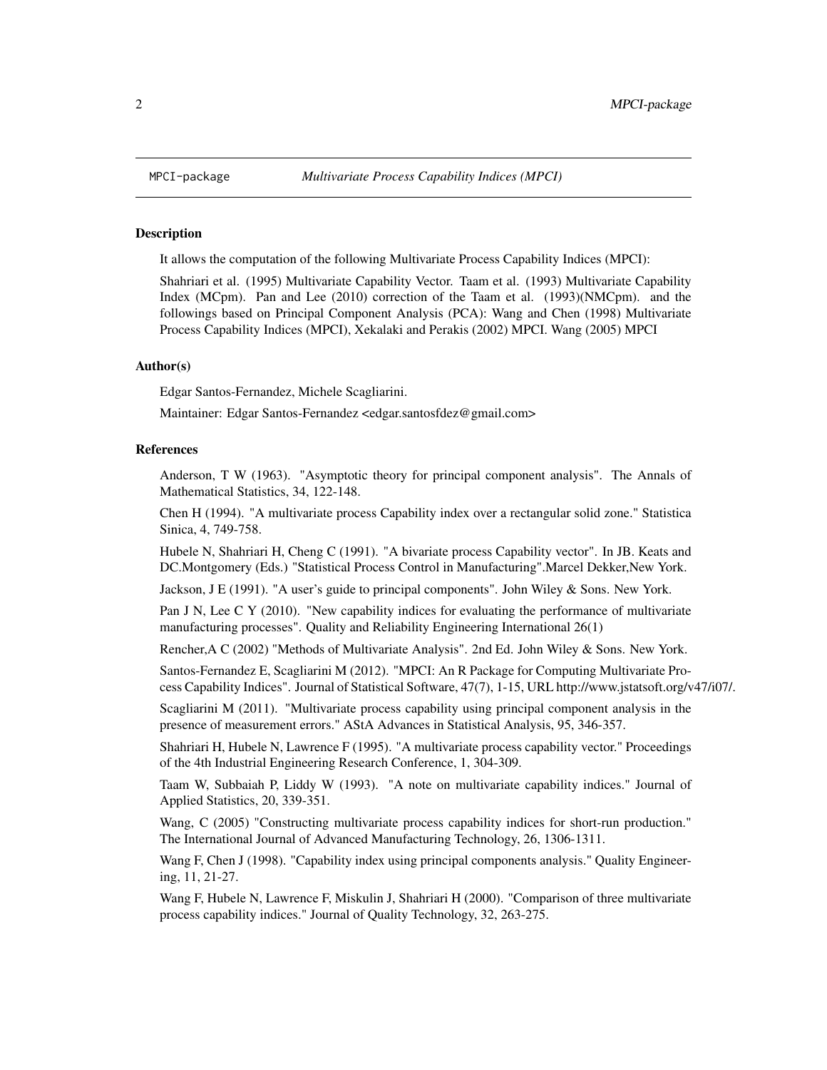MPCI-package *Multivariate Process Capability Indices (MPCI)*

### Description

It allows the computation of the following Multivariate Process Capability Indices (MPCI):

Shahriari et al. (1995) Multivariate Capability Vector. Taam et al. (1993) Multivariate Capability Index (MCpm). Pan and Lee (2010) correction of the Taam et al. (1993)(NMCpm). and the followings based on Principal Component Analysis (PCA): Wang and Chen (1998) Multivariate Process Capability Indices (MPCI), Xekalaki and Perakis (2002) MPCI. Wang (2005) MPCI

### Author(s)

Edgar Santos-Fernandez, Michele Scagliarini.

Maintainer: Edgar Santos-Fernandez <edgar.santosfdez@gmail.com>

### References

Anderson, T W (1963). "Asymptotic theory for principal component analysis". The Annals of Mathematical Statistics, 34, 122-148.

Chen H (1994). "A multivariate process Capability index over a rectangular solid zone." Statistica Sinica, 4, 749-758.

Hubele N, Shahriari H, Cheng C (1991). "A bivariate process Capability vector". In JB. Keats and DC.Montgomery (Eds.) "Statistical Process Control in Manufacturing".Marcel Dekker,New York.

Jackson, J E (1991). "A user's guide to principal components". John Wiley & Sons. New York.

Pan J N, Lee C Y (2010). "New capability indices for evaluating the performance of multivariate manufacturing processes". Quality and Reliability Engineering International 26(1)

Rencher,A C (2002) "Methods of Multivariate Analysis". 2nd Ed. John Wiley & Sons. New York.

Santos-Fernandez E, Scagliarini M (2012). "MPCI: An R Package for Computing Multivariate Process Capability Indices". Journal of Statistical Software, 47(7), 1-15, URL http://www.jstatsoft.org/v47/i07/.

Scagliarini M (2011). "Multivariate process capability using principal component analysis in the presence of measurement errors." AStA Advances in Statistical Analysis, 95, 346-357.

Shahriari H, Hubele N, Lawrence F (1995). "A multivariate process capability vector." Proceedings of the 4th Industrial Engineering Research Conference, 1, 304-309.

Taam W, Subbaiah P, Liddy W (1993). "A note on multivariate capability indices." Journal of Applied Statistics, 20, 339-351.

Wang, C (2005) "Constructing multivariate process capability indices for short-run production." The International Journal of Advanced Manufacturing Technology, 26, 1306-1311.

Wang F, Chen J (1998). "Capability index using principal components analysis." Quality Engineering, 11, 21-27.

Wang F, Hubele N, Lawrence F, Miskulin J, Shahriari H (2000). "Comparison of three multivariate process capability indices." Journal of Quality Technology, 32, 263-275.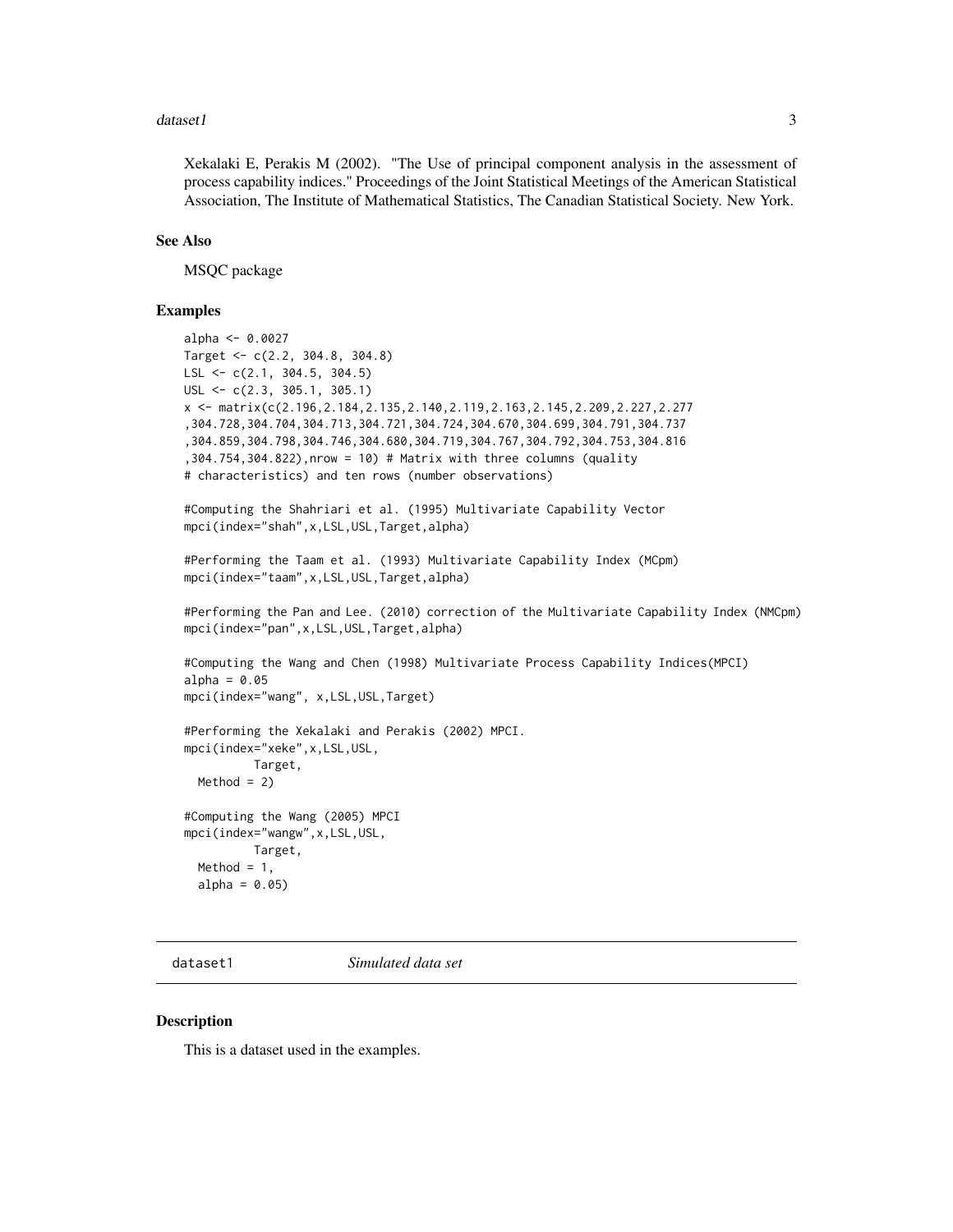Xekalaki E, Perakis M (2002). "The Use of principal component analysis in the assessment of process capability indices." Proceedings of the Joint Statistical Meetings of the American Statistical Association, The Institute of Mathematical Statistics, The Canadian Statistical Society. New York.

### See Also

MSQC package

### Examples

```
alpha <- 0.0027
Target <- c(2.2, 304.8, 304.8)
LSL <- c(2.1, 304.5, 304.5)
USL <- c(2.3, 305.1, 305.1)
x <- matrix(c(2.196,2.184,2.135,2.140,2.119,2.163,2.145,2.209,2.227,2.277
,304.728,304.704,304.713,304.721,304.724,304.670,304.699,304.791,304.737
,304.859,304.798,304.746,304.680,304.719,304.767,304.792,304.753,304.816
,304.754,304.822),nrow = 10) # Matrix with three columns (quality
# characteristics) and ten rows (number observations)

#Computing the Shahriari et al. (1995) Multivariate Capability Vector
mpci(index="shah",x,LSL,USL,Target,alpha)

#Performing the Taam et al. (1993) Multivariate Capability Index (MCpm)
mpci(index="taam",x,LSL,USL,Target,alpha)

#Performing the Pan and Lee. (2010) correction of the Multivariate Capability Index (NMCpm)
mpci(index="pan",x,LSL,USL,Target,alpha)

#Computing the Wang and Chen (1998) Multivariate Process Capability Indices(MPCI)
alpha = 0.05
mpci(index="wang", x,LSL,USL,Target)

#Performing the Xekalaki and Perakis (2002) MPCI.
mpci(index="xeke",x,LSL,USL,
         Target,
  Method = 2)

#Computing the Wang (2005) MPCI
mpci(index="wangw",x,LSL,USL,
         Target,
  Method = 1,
  alpha = 0.05)
```

---

## dataset1 *Simulated data set*

### Description

This is a dataset used in the examples.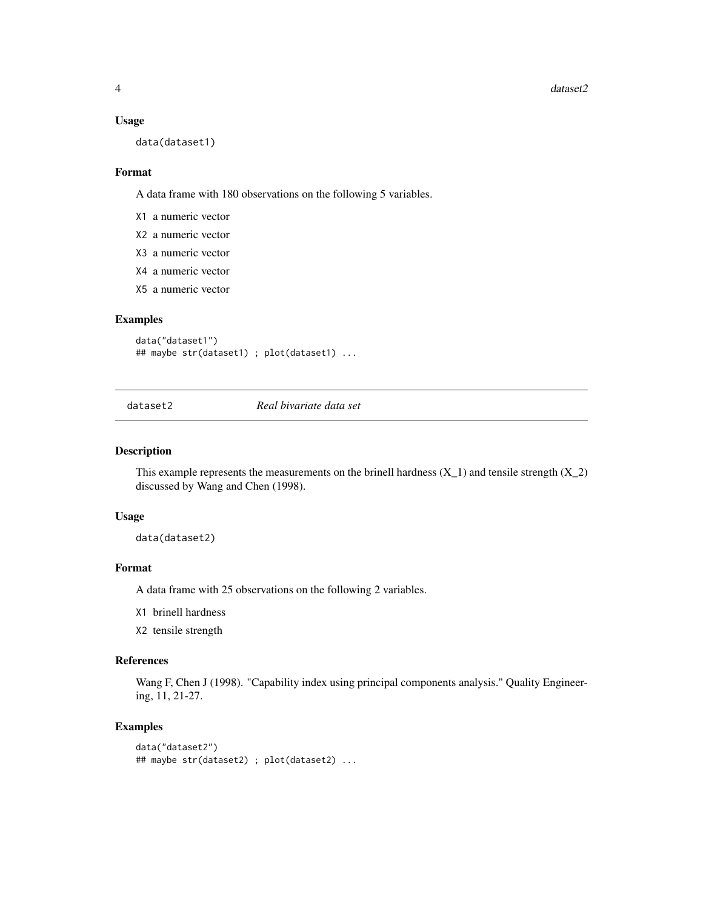### Usage

```
data(dataset1)
```

### Format

A data frame with 180 observations on the following 5 variables.

- `X1` a numeric vector
- `X2` a numeric vector
- `X3` a numeric vector
- `X4` a numeric vector
- `X5` a numeric vector

### Examples

```
data("dataset1")
## maybe str(dataset1) ; plot(dataset1) ...
```

---

## dataset2 *Real bivariate data set*

---

### Description

This example represents the measurements on the brinell hardness (X_1) and tensile strength (X_2) discussed by Wang and Chen (1998).

### Usage

```
data(dataset2)
```

### Format

A data frame with 25 observations on the following 2 variables.

- `X1` brinell hardness
- `X2` tensile strength

### References

Wang F, Chen J (1998). "Capability index using principal components analysis." Quality Engineering, 11, 21-27.

### Examples

```
data("dataset2")
## maybe str(dataset2) ; plot(dataset2) ...
```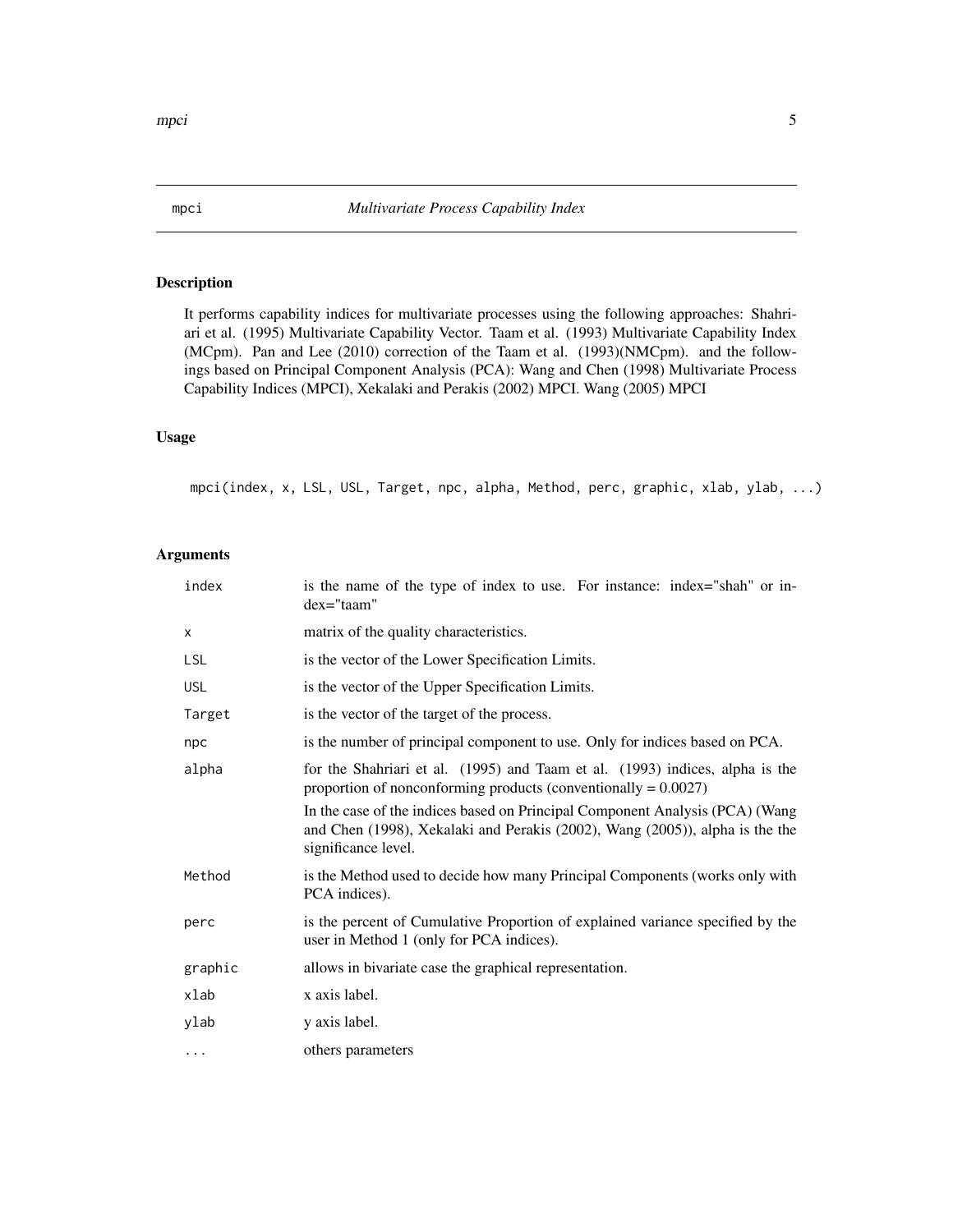# mpci — *Multivariate Process Capability Index*

## Description

It performs capability indices for multivariate processes using the following approaches: Shahriari et al. (1995) Multivariate Capability Vector. Taam et al. (1993) Multivariate Capability Index (MCpm). Pan and Lee (2010) correction of the Taam et al. (1993)(NMCpm). and the followings based on Principal Component Analysis (PCA): Wang and Chen (1998) Multivariate Process Capability Indices (MPCI), Xekalaki and Perakis (2002) MPCI. Wang (2005) MPCI

## Usage

```
mpci(index, x, LSL, USL, Target, npc, alpha, Method, perc, graphic, xlab, ylab, ...)
```

## Arguments

| | |
|---|---|
| `index` | is the name of the type of index to use. For instance: index="shah" or index="taam" |
| `x` | matrix of the quality characteristics. |
| `LSL` | is the vector of the Lower Specification Limits. |
| `USL` | is the vector of the Upper Specification Limits. |
| `Target` | is the vector of the target of the process. |
| `npc` | is the number of principal component to use. Only for indices based on PCA. |
| `alpha` | for the Shahriari et al. (1995) and Taam et al. (1993) indices, alpha is the proportion of nonconforming products (conventionally = 0.0027)<br>In the case of the indices based on Principal Component Analysis (PCA) (Wang and Chen (1998), Xekalaki and Perakis (2002), Wang (2005)), alpha is the the significance level. |
| `Method` | is the Method used to decide how many Principal Components (works only with PCA indices). |
| `perc` | is the percent of Cumulative Proportion of explained variance specified by the user in Method 1 (only for PCA indices). |
| `graphic` | allows in bivariate case the graphical representation. |
| `xlab` | x axis label. |
| `ylab` | y axis label. |
| `...` | others parameters |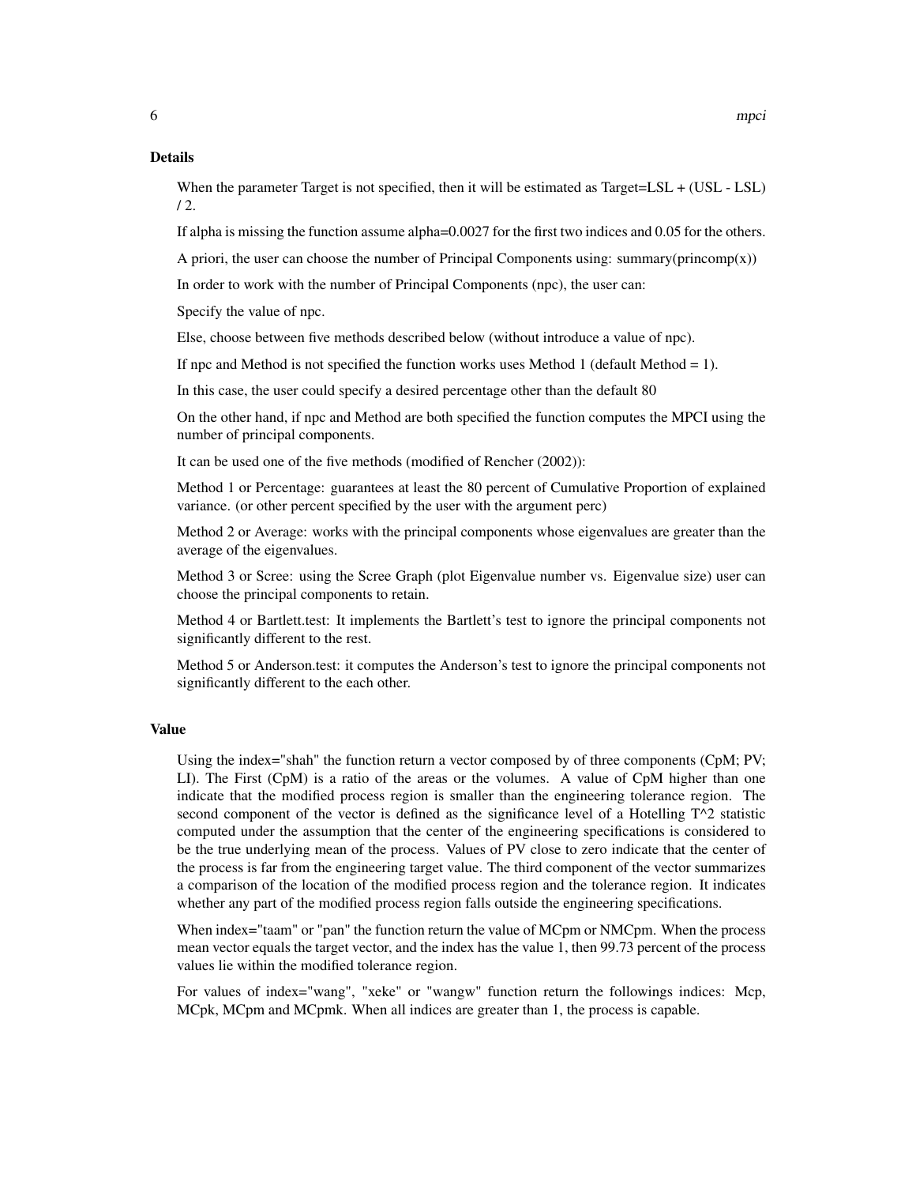## Details

When the parameter Target is not specified, then it will be estimated as Target=LSL + (USL - LSL) / 2.

If alpha is missing the function assume alpha=0.0027 for the first two indices and 0.05 for the others.

A priori, the user can choose the number of Principal Components using: summary(princomp(x))

In order to work with the number of Principal Components (npc), the user can:

Specify the value of npc.

Else, choose between five methods described below (without introduce a value of npc).

If npc and Method is not specified the function works uses Method 1 (default Method = 1).

In this case, the user could specify a desired percentage other than the default 80

On the other hand, if npc and Method are both specified the function computes the MPCI using the number of principal components.

It can be used one of the five methods (modified of Rencher (2002)):

Method 1 or Percentage: guarantees at least the 80 percent of Cumulative Proportion of explained variance. (or other percent specified by the user with the argument perc)

Method 2 or Average: works with the principal components whose eigenvalues are greater than the average of the eigenvalues.

Method 3 or Scree: using the Scree Graph (plot Eigenvalue number vs. Eigenvalue size) user can choose the principal components to retain.

Method 4 or Bartlett.test: It implements the Bartlett's test to ignore the principal components not significantly different to the rest.

Method 5 or Anderson.test: it computes the Anderson's test to ignore the principal components not significantly different to the each other.

## Value

Using the index="shah" the function return a vector composed by of three components (CpM; PV; LI). The First (CpM) is a ratio of the areas or the volumes. A value of CpM higher than one indicate that the modified process region is smaller than the engineering tolerance region. The second component of the vector is defined as the significance level of a Hotelling T^2 statistic computed under the assumption that the center of the engineering specifications is considered to be the true underlying mean of the process. Values of PV close to zero indicate that the center of the process is far from the engineering target value. The third component of the vector summarizes a comparison of the location of the modified process region and the tolerance region. It indicates whether any part of the modified process region falls outside the engineering specifications.

When index="taam" or "pan" the function return the value of MCpm or NMCpm. When the process mean vector equals the target vector, and the index has the value 1, then 99.73 percent of the process values lie within the modified tolerance region.

For values of index="wang", "xeke" or "wangw" function return the followings indices: Mcp, MCpk, MCpm and MCpmk. When all indices are greater than 1, the process is capable.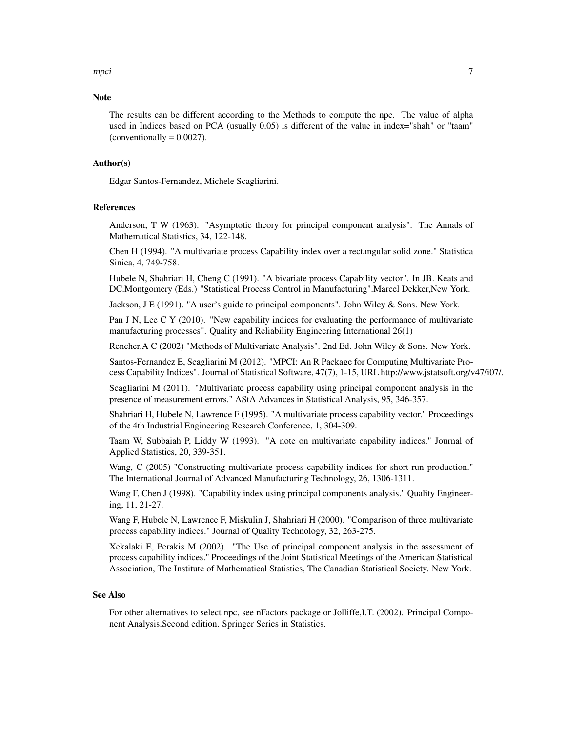## Note

The results can be different according to the Methods to compute the npc. The value of alpha used in Indices based on PCA (usually 0.05) is different of the value in index="shah" or "taam" (conventionally = 0.0027).

## Author(s)

Edgar Santos-Fernandez, Michele Scagliarini.

## References

Anderson, T W (1963). "Asymptotic theory for principal component analysis". The Annals of Mathematical Statistics, 34, 122-148.

Chen H (1994). "A multivariate process Capability index over a rectangular solid zone." Statistica Sinica, 4, 749-758.

Hubele N, Shahriari H, Cheng C (1991). "A bivariate process Capability vector". In JB. Keats and DC.Montgomery (Eds.) "Statistical Process Control in Manufacturing".Marcel Dekker,New York.

Jackson, J E (1991). "A user's guide to principal components". John Wiley & Sons. New York.

Pan J N, Lee C Y (2010). "New capability indices for evaluating the performance of multivariate manufacturing processes". Quality and Reliability Engineering International 26(1)

Rencher,A C (2002) "Methods of Multivariate Analysis". 2nd Ed. John Wiley & Sons. New York.

Santos-Fernandez E, Scagliarini M (2012). "MPCI: An R Package for Computing Multivariate Process Capability Indices". Journal of Statistical Software, 47(7), 1-15, URL http://www.jstatsoft.org/v47/i07/.

Scagliarini M (2011). "Multivariate process capability using principal component analysis in the presence of measurement errors." AStA Advances in Statistical Analysis, 95, 346-357.

Shahriari H, Hubele N, Lawrence F (1995). "A multivariate process capability vector." Proceedings of the 4th Industrial Engineering Research Conference, 1, 304-309.

Taam W, Subbaiah P, Liddy W (1993). "A note on multivariate capability indices." Journal of Applied Statistics, 20, 339-351.

Wang, C (2005) "Constructing multivariate process capability indices for short-run production." The International Journal of Advanced Manufacturing Technology, 26, 1306-1311.

Wang F, Chen J (1998). "Capability index using principal components analysis." Quality Engineering, 11, 21-27.

Wang F, Hubele N, Lawrence F, Miskulin J, Shahriari H (2000). "Comparison of three multivariate process capability indices." Journal of Quality Technology, 32, 263-275.

Xekalaki E, Perakis M (2002). "The Use of principal component analysis in the assessment of process capability indices." Proceedings of the Joint Statistical Meetings of the American Statistical Association, The Institute of Mathematical Statistics, The Canadian Statistical Society. New York.

## See Also

For other alternatives to select npc, see nFactors package or Jolliffe,I.T. (2002). Principal Component Analysis.Second edition. Springer Series in Statistics.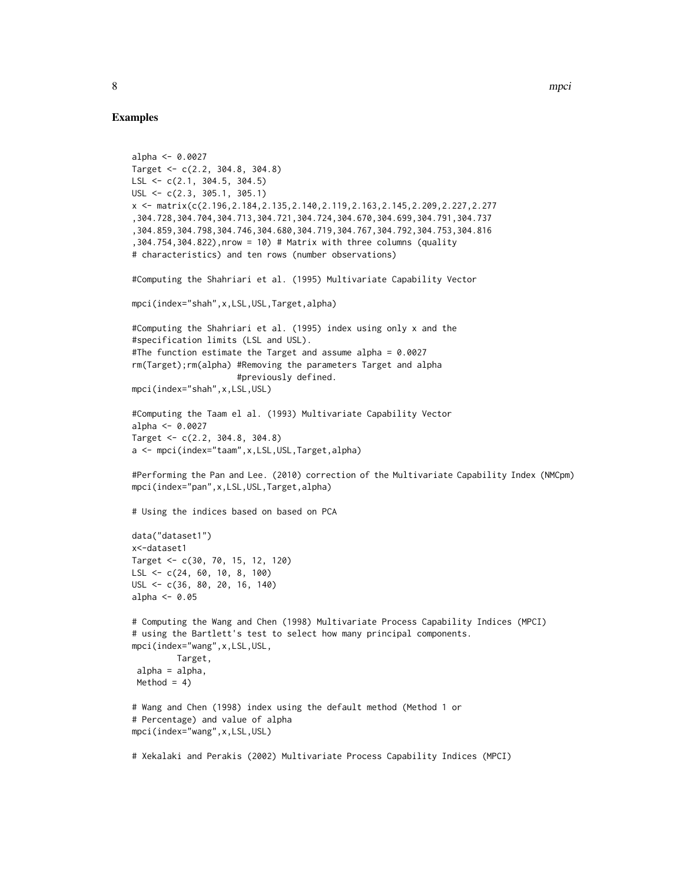### Examples

```
alpha <- 0.0027
Target <- c(2.2, 304.8, 304.8)
LSL <- c(2.1, 304.5, 304.5)
USL <- c(2.3, 305.1, 305.1)
x <- matrix(c(2.196,2.184,2.135,2.140,2.119,2.163,2.145,2.209,2.227,2.277
,304.728,304.704,304.713,304.721,304.724,304.670,304.699,304.791,304.737
,304.859,304.798,304.746,304.680,304.719,304.767,304.792,304.753,304.816
,304.754,304.822),nrow = 10) # Matrix with three columns (quality
# characteristics) and ten rows (number observations)

#Computing the Shahriari et al. (1995) Multivariate Capability Vector

mpci(index="shah",x,LSL,USL,Target,alpha)

#Computing the Shahriari et al. (1995) index using only x and the
#specification limits (LSL and USL).
#The function estimate the Target and assume alpha = 0.0027
rm(Target);rm(alpha) #Removing the parameters Target and alpha
                     #previously defined.
mpci(index="shah",x,LSL,USL)

#Computing the Taam el al. (1993) Multivariate Capability Vector
alpha <- 0.0027
Target <- c(2.2, 304.8, 304.8)
a <- mpci(index="taam",x,LSL,USL,Target,alpha)

#Performing the Pan and Lee. (2010) correction of the Multivariate Capability Index (NMCpm)
mpci(index="pan",x,LSL,USL,Target,alpha)

# Using the indices based on based on PCA

data("dataset1")
x<-dataset1
Target <- c(30, 70, 15, 12, 120)
LSL <- c(24, 60, 10, 8, 100)
USL <- c(36, 80, 20, 16, 140)
alpha <- 0.05

# Computing the Wang and Chen (1998) Multivariate Process Capability Indices (MPCI)
# using the Bartlett's test to select how many principal components.
mpci(index="wang",x,LSL,USL,
        Target,
 alpha = alpha,
 Method = 4)

# Wang and Chen (1998) index using the default method (Method 1 or
# Percentage) and value of alpha
mpci(index="wang",x,LSL,USL)

# Xekalaki and Perakis (2002) Multivariate Process Capability Indices (MPCI)
```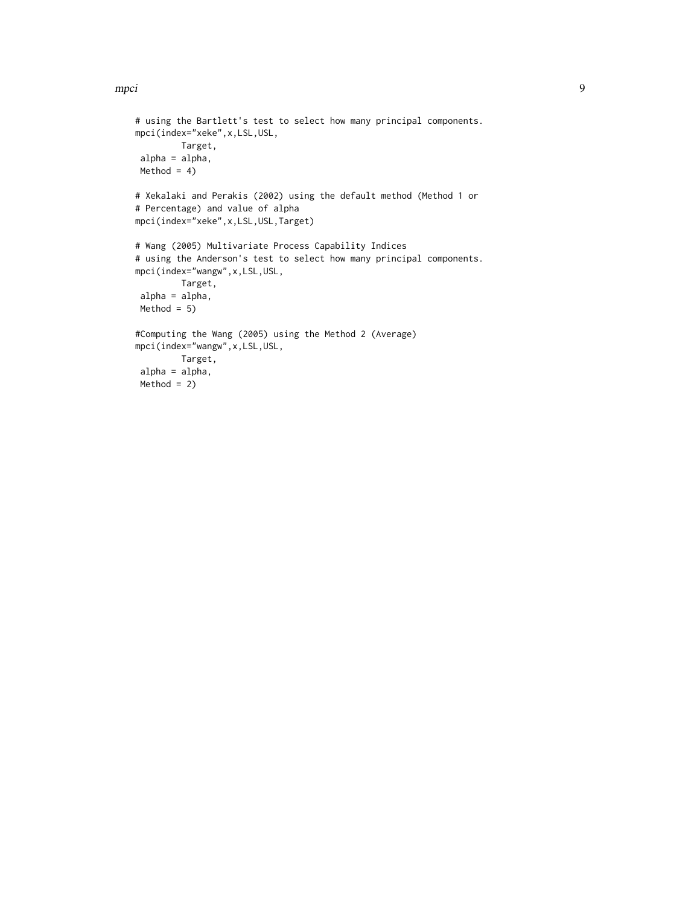```
# using the Bartlett's test to select how many principal components.
mpci(index="xeke",x,LSL,USL,
         Target,
 alpha = alpha,
 Method = 4)

# Xekalaki and Perakis (2002) using the default method (Method 1 or
# Percentage) and value of alpha
mpci(index="xeke",x,LSL,USL,Target)

# Wang (2005) Multivariate Process Capability Indices
# using the Anderson's test to select how many principal components.
mpci(index="wangw",x,LSL,USL,
         Target,
 alpha = alpha,
 Method = 5)

#Computing the Wang (2005) using the Method 2 (Average)
mpci(index="wangw",x,LSL,USL,
         Target,
 alpha = alpha,
 Method = 2)
```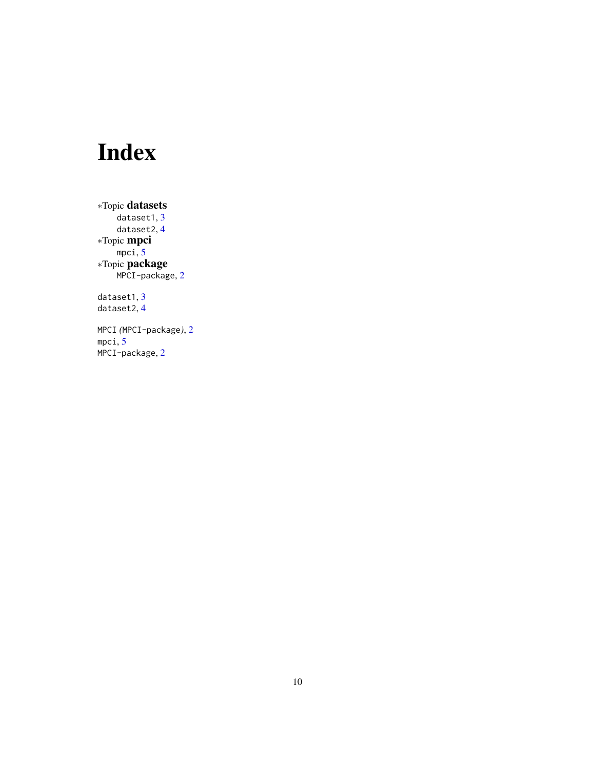# Index

*Topic **datasets**
    dataset1, 3
    dataset2, 4
*Topic **mpci**
    mpci, 5
*Topic **package**
    MPCI-package, 2

dataset1, 3
dataset2, 4

MPCI *(*MPCI-package*)*, 2
mpci, 5
MPCI-package, 2